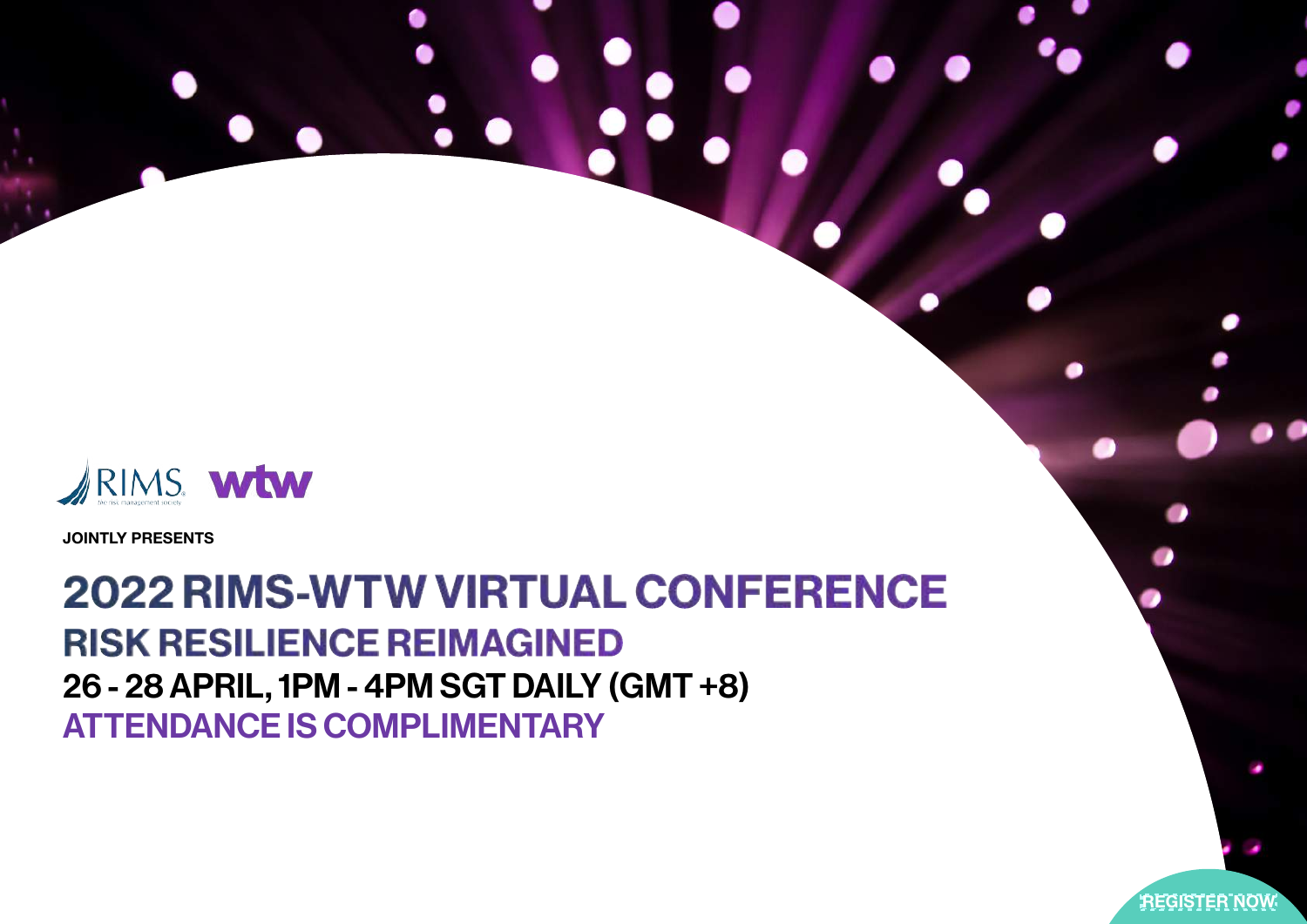RIMS the risk management society wtw

**JOINTLY PRESENTS**

# 2022 RIMS-WTW VIRTUAL CONFERENCE

## RISK RESILIENCE REIMAGINED

**26 - 28 APRIL, 1PM - 4PM SGT DAILY (GMT +8)**

**ATTENDANCE IS COMPLIMENTARY**

REGISTER NOW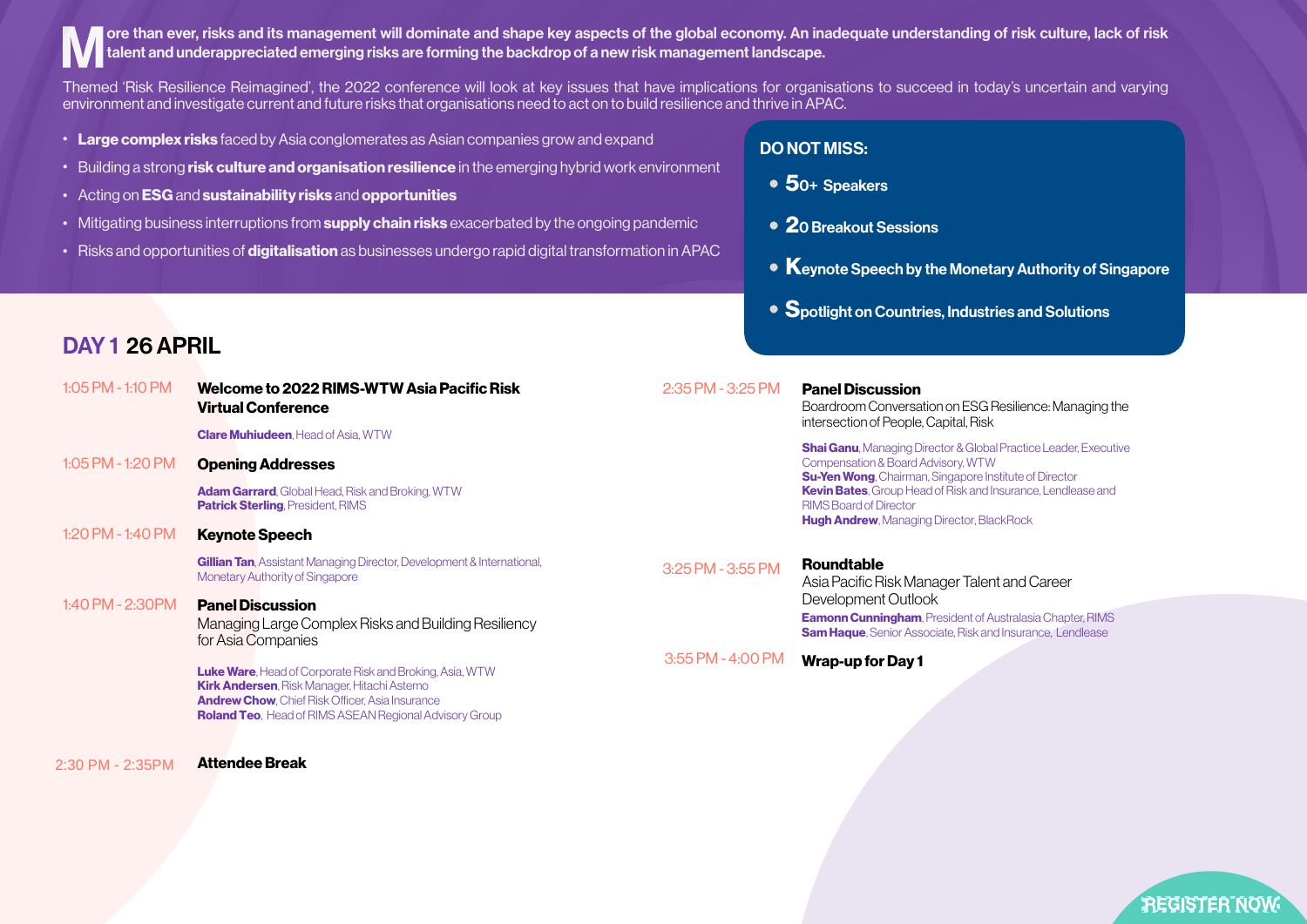**More than ever, risks and its management will dominate and shape key aspects of the global economy. An inadequate understanding of risk culture, lack of risk talent and underappreciated emerging risks are forming the backdrop of a new risk management landscape.**

Themed 'Risk Resilience Reimagined', the 2022 conference will look at key issues that have implications for organisations to succeed in today's uncertain and varying environment and investigate current and future risks that organisations need to act on to build resilience and thrive in APAC.

- **Large complex risks** faced by Asia conglomerates as Asian companies grow and expand
- Building a strong **risk culture and organisation resilience** in the emerging hybrid work environment
- Acting on **ESG** and **sustainability risks** and **opportunities**
- Mitigating business interruptions from **supply chain risks** exacerbated by the ongoing pandemic
- Risks and opportunities of **digitalisation** as businesses undergo rapid digital transformation in APAC

**DO NOT MISS:**

- **50+ Speakers**
- **20 Breakout Sessions**
- **Keynote Speech by the Monetary Authority of Singapore**
- **Spotlight on Countries, Industries and Solutions**

## DAY 1 26 APRIL

**1:05 PM - 1:10 PM — Welcome to 2022 RIMS-WTW Asia Pacific Risk Virtual Conference**

**Clare Muhiudeen**, Head of Asia, WTW

**1:05 PM - 1:20 PM — Opening Addresses**

**Adam Garrard**, Global Head, Risk and Broking, WTW
**Patrick Sterling**, President, RIMS

**1:20 PM - 1:40 PM — Keynote Speech**

**Gillian Tan**, Assistant Managing Director, Development & International, Monetary Authority of Singapore

**1:40 PM - 2:30PM — Panel Discussion**

Managing Large Complex Risks and Building Resiliency for Asia Companies

**Luke Ware**, Head of Corporate Risk and Broking, Asia, WTW
**Kirk Andersen**, Risk Manager, Hitachi Astemo
**Andrew Chow**, Chief Risk Officer, Asia Insurance
**Roland Teo**, Head of RIMS ASEAN Regional Advisory Group

**2:30 PM - 2:35PM — Attendee Break**

**2:35 PM - 3:25 PM — Panel Discussion**

Boardroom Conversation on ESG Resilience: Managing the intersection of People, Capital, Risk

**Shai Ganu**, Managing Director & Global Practice Leader, Executive Compensation & Board Advisory, WTW
**Su-Yen Wong**, Chairman, Singapore Institute of Director
**Kevin Bates**, Group Head of Risk and Insurance, Lendlease and RIMS Board of Director
**Hugh Andrew**, Managing Director, BlackRock

**3:25 PM - 3:55 PM — Roundtable**

Asia Pacific Risk Manager Talent and Career Development Outlook

**Eamonn Cunningham**, President of Australasia Chapter, RIMS
**Sam Haque**, Senior Associate, Risk and Insurance, Lendlease

**3:55 PM - 4:00 PM — Wrap-up for Day 1**

REGISTER NOW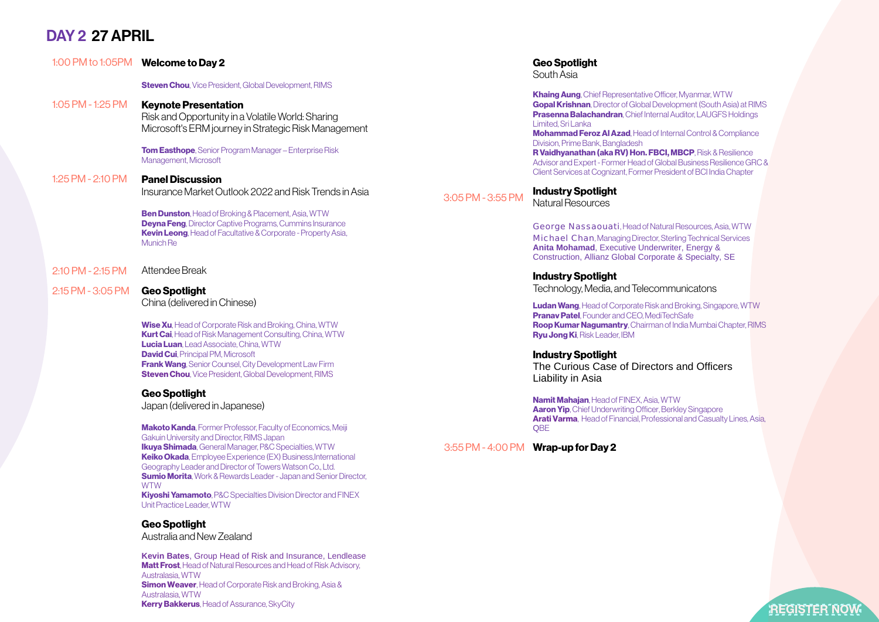## DAY 2 27 APRIL

**1:00 PM to 1:05PM** **Welcome to Day 2**

**Steven Chou**, Vice President, Global Development, RIMS

**1:05 PM - 1:25 PM** **Keynote Presentation**
Risk and Opportunity in a Volatile World: Sharing Microsoft's ERM journey in Strategic Risk Management

**Tom Easthope**, Senior Program Manager – Enterprise Risk Management, Microsoft

**1:25 PM - 2:10 PM** **Panel Discussion**
Insurance Market Outlook 2022 and Risk Trends in Asia

**Ben Dunston**, Head of Broking & Placement, Asia, WTW
**Deyna Feng**, Director Captive Programs, Cummins Insurance
**Kevin Leong**, Head of Facultative & Corporate - Property Asia, Munich Re

**2:10 PM - 2:15 PM** Attendee Break

**2:15 PM - 3:05 PM** **Geo Spotlight**
China (delivered in Chinese)

**Wise Xu**, Head of Corporate Risk and Broking, China, WTW
**Kurt Cai**, Head of Risk Management Consulting, China, WTW
**Lucia Luan**, Lead Associate, China, WTW
**David Cui**, Principal PM, Microsoft
**Frank Wang**, Senior Counsel, City Development Law Firm
**Steven Chou**, Vice President, Global Development, RIMS

**Geo Spotlight**
Japan (delivered in Japanese)

**Makoto Kanda**, Former Professor, Faculty of Economics, Meiji Gakuin University and Director, RIMS Japan
**Ikuya Shimada**, General Manager, P&C Specialties, WTW
**Keiko Okada**, Employee Experience (EX) Business,International Geography Leader and Director of Towers Watson Co., Ltd.
**Sumio Morita**, Work & Rewards Leader - Japan and Senior Director, WTW
**Kiyoshi Yamamoto**, P&C Specialties Division Director and FINEX Unit Practice Leader, WTW

**Geo Spotlight**
Australia and New Zealand

**Kevin Bates**, Group Head of Risk and Insurance, Lendlease
**Matt Frost**, Head of Natural Resources and Head of Risk Advisory, Australasia, WTW
**Simon Weaver**, Head of Corporate Risk and Broking, Asia & Australasia, WTW
**Kerry Bakkerus**, Head of Assurance, SkyCity

**Geo Spotlight**
South Asia

**Khaing Aung**, Chief Representative Officer, Myanmar, WTW
**Gopal Krishnan**, Director of Global Development (South Asia) at RIMS
**Prasenna Balachandran**, Chief Internal Auditor, LAUGFS Holdings Limited, Sri Lanka
**Mohammad Feroz Al Azad**, Head of Internal Control & Compliance Division, Prime Bank, Bangladesh
**R Vaidhyanathan (aka RV) Hon. FBCI, MBCP**, Risk & Resilience Advisor and Expert - Former Head of Global Business Resilience GRC & Client Services at Cognizant, Former President of BCI India Chapter

**3:05 PM - 3:55 PM** **Industry Spotlight**
Natural Resources

**George Nassaouati**, Head of Natural Resources, Asia, WTW
**Michael Chan**, Managing Director, Sterling Technical Services
**Anita Mohamad**, Executive Underwriter, Energy & Construction, Allianz Global Corporate & Specialty, SE

**Industry Spotlight**
Technology, Media, and Telecommunicatons

**Ludan Wang**, Head of Corporate Risk and Broking, Singapore, WTW
**Pranav Patel**, Founder and CEO, MediTechSafe
**Roop Kumar Nagumantry**, Chairman of India Mumbai Chapter, RIMS
**Ryu Jong Ki**, Risk Leader, IBM

**Industry Spotlight**
The Curious Case of Directors and Officers Liability in Asia

**Namit Mahajan**, Head of FINEX, Asia, WTW
**Aaron Yip**, Chief Underwriting Officer, Berkley Singapore
**Arati Varma**, Head of Financial, Professional and Casualty Lines, Asia, QBE

**3:55 PM - 4:00 PM** **Wrap-up for Day 2**

REGISTER NOW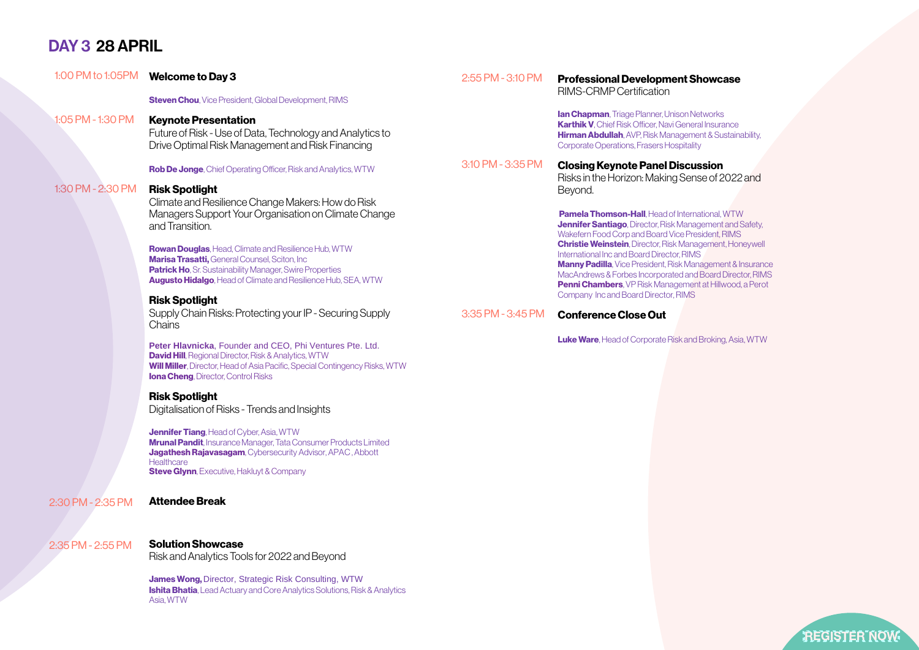# DAY 3 28 APRIL

**1:00 PM to 1:05PM** — **Welcome to Day 3**

**Steven Chou**, Vice President, Global Development, RIMS

**1:05 PM - 1:30 PM** — **Keynote Presentation**

Future of Risk - Use of Data, Technology and Analytics to Drive Optimal Risk Management and Risk Financing

**Rob De Jonge**, Chief Operating Officer, Risk and Analytics, WTW

**1:30 PM - 2:30 PM** — **Risk Spotlight**

Climate and Resilience Change Makers: How do Risk Managers Support Your Organisation on Climate Change and Transition.

**Rowan Douglas**, Head, Climate and Resilience Hub, WTW
**Marisa Trasatti,** General Counsel, Sciton, Inc
**Patrick Ho**, Sr. Sustainability Manager, Swire Properties
**Augusto Hidalgo**, Head of Climate and Resilience Hub, SEA, WTW

**Risk Spotlight**

Supply Chain Risks: Protecting your IP - Securing Supply Chains

**Peter Hlavnicka**, Founder and CEO, Phi Ventures Pte. Ltd.
**David Hill**, Regional Director, Risk & Analytics, WTW
**Will Miller**, Director, Head of Asia Pacific, Special Contingency Risks, WTW
**Iona Cheng**, Director, Control Risks

**Risk Spotlight**

Digitalisation of Risks - Trends and Insights

**Jennifer Tiang**, Head of Cyber, Asia, WTW
**Mrunal Pandit**, Insurance Manager, Tata Consumer Products Limited
**Jagathesh Rajavasagam**, Cybersecurity Advisor, APAC , Abbott Healthcare
**Steve Glynn**, Executive, Hakluyt & Company

**2:30 PM - 2:35 PM** — **Attendee Break**

**2:35 PM - 2:55 PM** — **Solution Showcase**

Risk and Analytics Tools for 2022 and Beyond

**James Wong,** Director, Strategic Risk Consulting, WTW
**Ishita Bhatia**, Lead Actuary and Core Analytics Solutions, Risk & Analytics Asia, WTW

**2:55 PM - 3:10 PM** — **Professional Development Showcase**

RIMS-CRMP Certification

**Ian Chapman**, Triage Planner, Unison Networks
**Karthik V**, Chief Risk Officer, Navi General Insurance
**Hirman Abdullah**, AVP, Risk Management & Sustainability, Corporate Operations, Frasers Hospitality

**3:10 PM - 3:35 PM** — **Closing Keynote Panel Discussion**

Risks in the Horizon: Making Sense of 2022 and Beyond.

**Pamela Thomson-Hall**, Head of International, WTW
**Jennifer Santiago**, Director, Risk Management and Safety, Wakefern Food Corp and Board Vice President, RIMS
**Christie Weinstein**, Director, Risk Management, Honeywell International Inc and Board Director, RIMS
**Manny Padilla**, Vice President, Risk Management & Insurance MacAndrews & Forbes Incorporated and Board Director, RIMS
**Penni Chambers**, VP Risk Management at Hillwood, a Perot Company Inc and Board Director, RIMS

**3:35 PM - 3:45 PM** — **Conference Close Out**

**Luke Ware**, Head of Corporate Risk and Broking, Asia, WTW

REGISTER NOW